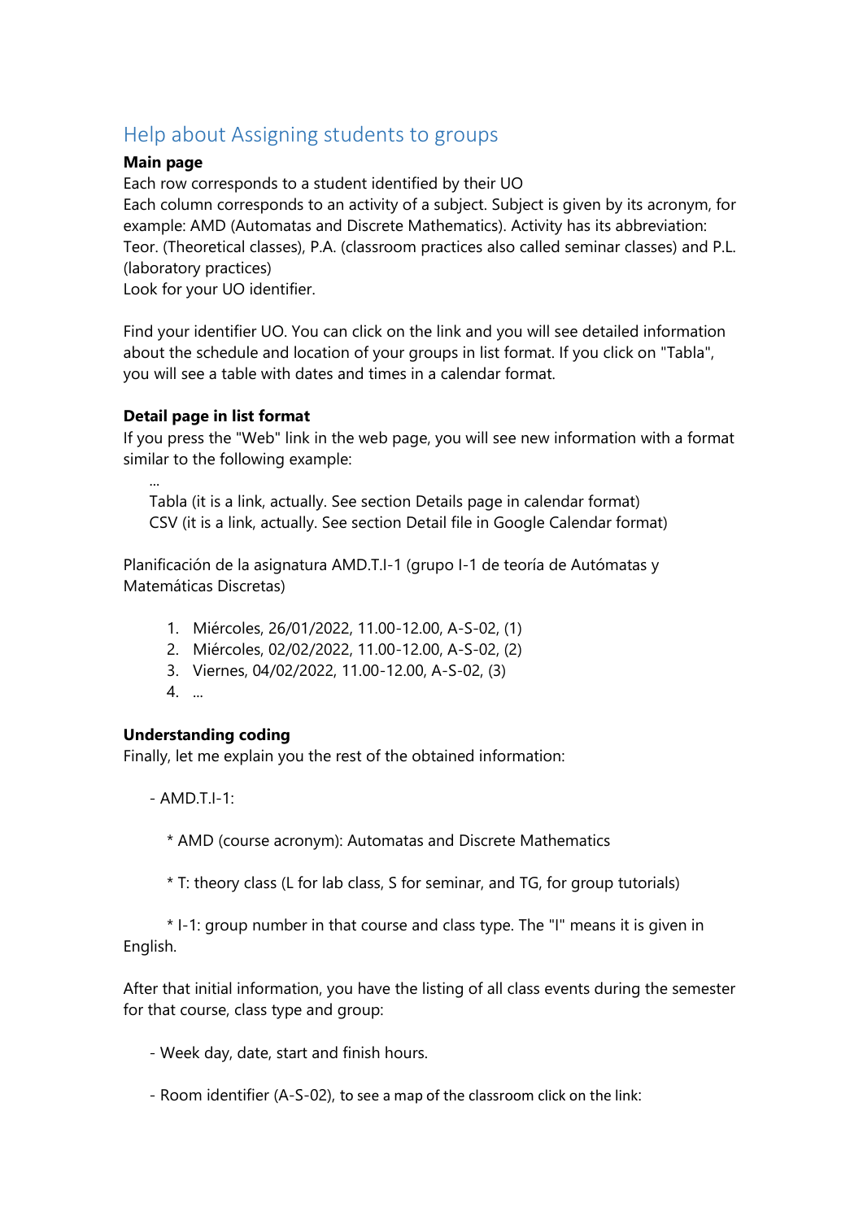## Help about Assigning students to groups

**Main page**

Each row corresponds to a student identified by their UO

Each column corresponds to an activity of a subject. Subject is given by its acronym, for example: AMD (Automatas and Discrete Mathematics). Activity has its abbreviation: Teor. (Theoretical classes), P.A. (classroom practices also called seminar classes) and P.L. (laboratory practices)

Look for your UO identifier.

Find your identifier UO. You can click on the link and you will see detailed information about the schedule and location of your groups in list format. If you click on "Tabla", you will see a table with dates and times in a calendar format.

**Detail page in list format**

If you press the "Web" link in the web page, you will see new information with a format similar to the following example:

> ...
> Tabla (it is a link, actually. See section Details page in calendar format)
> CSV (it is a link, actually. See section Detail file in Google Calendar format)

Planificación de la asignatura AMD.T.I-1 (grupo I-1 de teoría de Autómatas y Matemáticas Discretas)

1. Miércoles, 26/01/2022, 11.00-12.00, A-S-02, (1)
2. Miércoles, 02/02/2022, 11.00-12.00, A-S-02, (2)
3. Viernes, 04/02/2022, 11.00-12.00, A-S-02, (3)
4. ...

**Understanding coding**

Finally, let me explain you the rest of the obtained information:

- AMD.T.I-1:

  * AMD (course acronym): Automatas and Discrete Mathematics

  * T: theory class (L for lab class, S for seminar, and TG, for group tutorials)

  * I-1: group number in that course and class type. The "I" means it is given in English.

After that initial information, you have the listing of all class events during the semester for that course, class type and group:

- Week day, date, start and finish hours.

- Room identifier (A-S-02), to see a map of the classroom click on the link: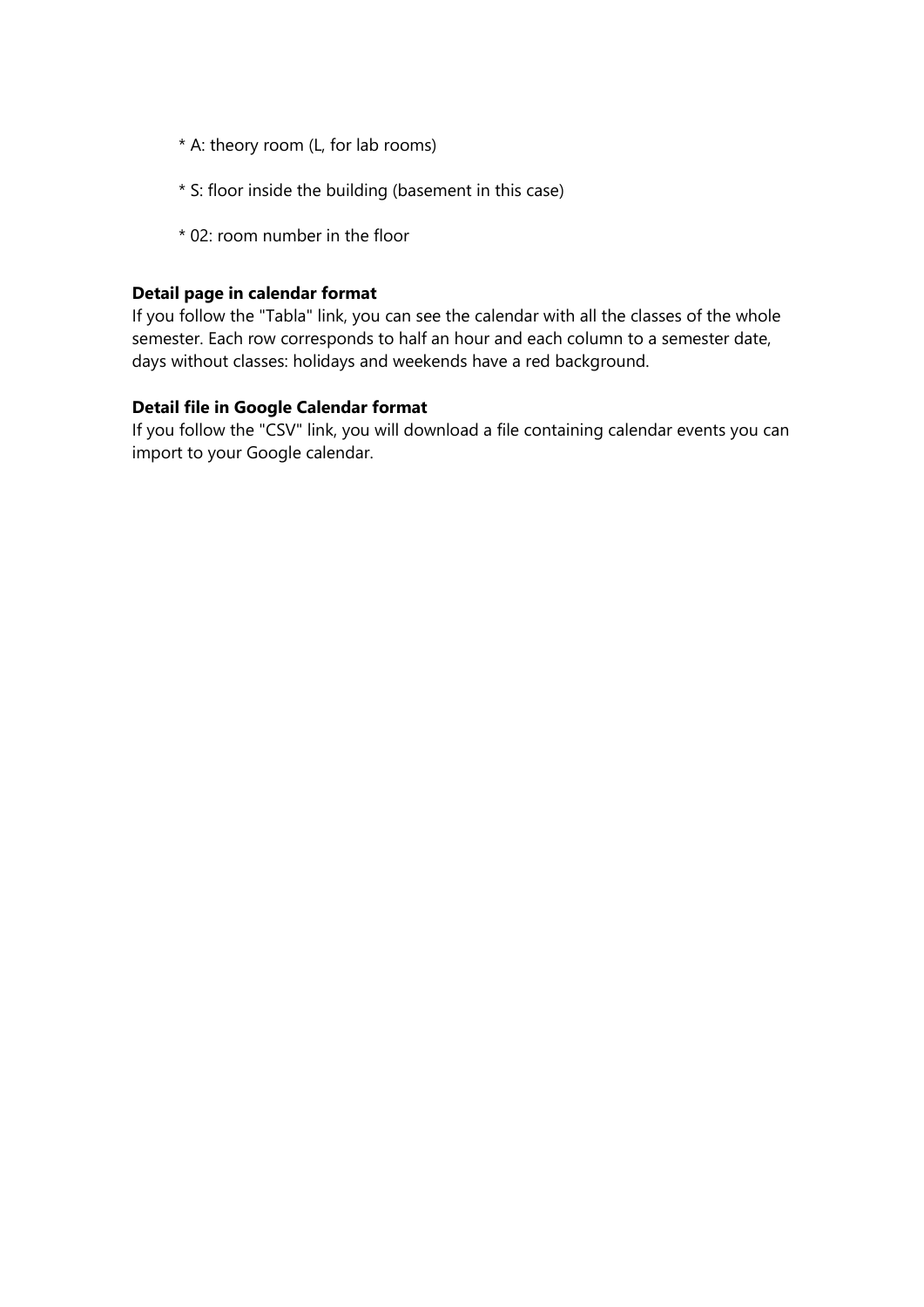* A: theory room (L, for lab rooms)

* S: floor inside the building (basement in this case)

* 02: room number in the floor

**Detail page in calendar format**

If you follow the "Tabla" link, you can see the calendar with all the classes of the whole semester. Each row corresponds to half an hour and each column to a semester date, days without classes: holidays and weekends have a red background.

**Detail file in Google Calendar format**

If you follow the "CSV" link, you will download a file containing calendar events you can import to your Google calendar.